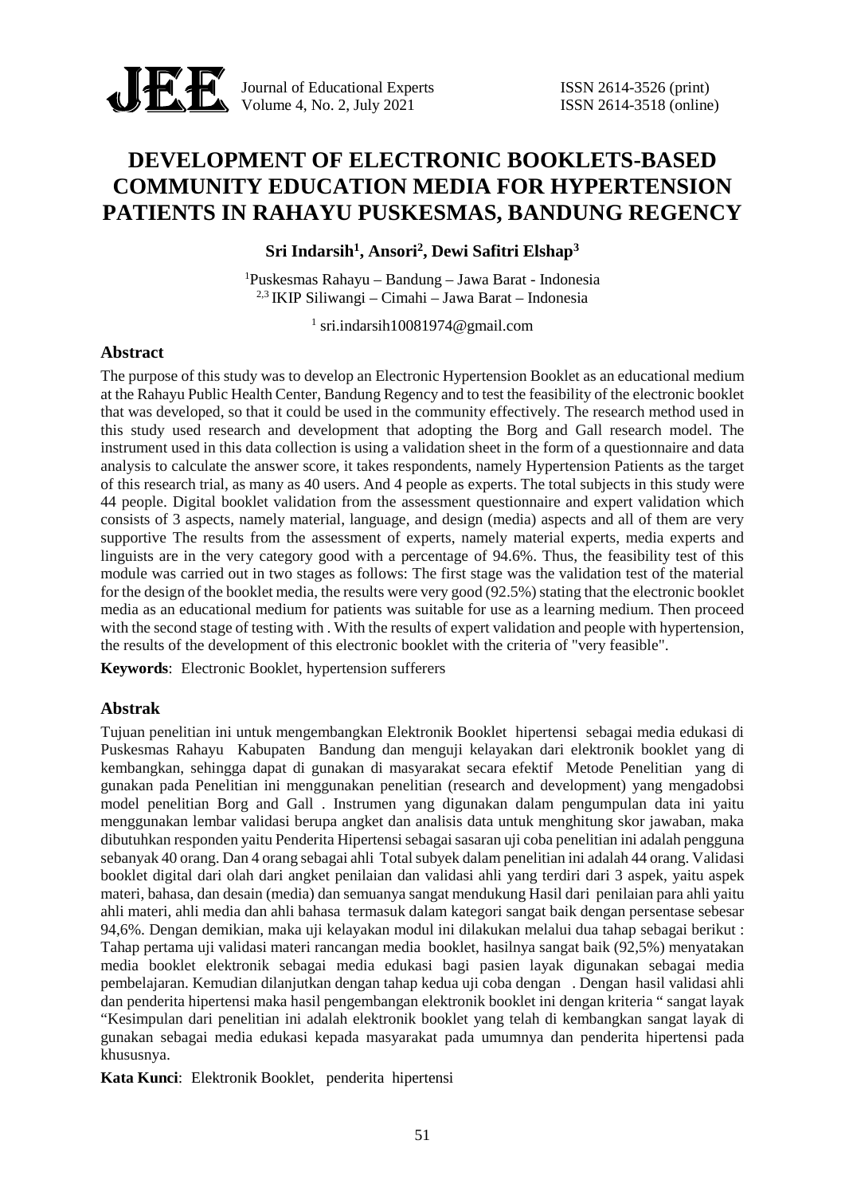# DEVELOPMENT OF ELECTRONIC BOOKLETS-BASED COMMUNITY EDUCATION MEDIA FOR HYPERTENSION PATIENTS IN RAHAYU PUSKESMAS, BANDUNG REGENCY

**Sri Indarsih[1], Ansori[2], Dewi Safitri Elshap[3]**

[1]Puskesmas Rahayu – Bandung – Jawa Barat - Indonesia
[2,3] IKIP Siliwangi – Cimahi – Jawa Barat – Indonesia

[1] sri.indarsih10081974@gmail.com

## Abstract

The purpose of this study was to develop an Electronic Hypertension Booklet as an educational medium at the Rahayu Public Health Center, Bandung Regency and to test the feasibility of the electronic booklet that was developed, so that it could be used in the community effectively. The research method used in this study used research and development that adopting the Borg and Gall research model. The instrument used in this data collection is using a validation sheet in the form of a questionnaire and data analysis to calculate the answer score, it takes respondents, namely Hypertension Patients as the target of this research trial, as many as 40 users. And 4 people as experts. The total subjects in this study were 44 people. Digital booklet validation from the assessment questionnaire and expert validation which consists of 3 aspects, namely material, language, and design (media) aspects and all of them are very supportive The results from the assessment of experts, namely material experts, media experts and linguists are in the very category good with a percentage of 94.6%. Thus, the feasibility test of this module was carried out in two stages as follows: The first stage was the validation test of the material for the design of the booklet media, the results were very good (92.5%) stating that the electronic booklet media as an educational medium for patients was suitable for use as a learning medium. Then proceed with the second stage of testing with . With the results of expert validation and people with hypertension, the results of the development of this electronic booklet with the criteria of "very feasible".

**Keywords**: Electronic Booklet, hypertension sufferers

## Abstrak

Tujuan penelitian ini untuk mengembangkan Elektronik Booklet hipertensi sebagai media edukasi di Puskesmas Rahayu Kabupaten Bandung dan menguji kelayakan dari elektronik booklet yang di kembangkan, sehingga dapat di gunakan di masyarakat secara efektif Metode Penelitian yang di gunakan pada Penelitian ini menggunakan penelitian (research and development) yang mengadobsi model penelitian Borg and Gall . Instrumen yang digunakan dalam pengumpulan data ini yaitu menggunakan lembar validasi berupa angket dan analisis data untuk menghitung skor jawaban, maka dibutuhkan responden yaitu Penderita Hipertensi sebagai sasaran uji coba penelitian ini adalah pengguna sebanyak 40 orang. Dan 4 orang sebagai ahli Total subyek dalam penelitian ini adalah 44 orang. Validasi booklet digital dari olah dari angket penilaian dan validasi ahli yang terdiri dari 3 aspek, yaitu aspek materi, bahasa, dan desain (media) dan semuanya sangat mendukung Hasil dari penilaian para ahli yaitu ahli materi, ahli media dan ahli bahasa termasuk dalam kategori sangat baik dengan persentase sebesar 94,6%. Dengan demikian, maka uji kelayakan modul ini dilakukan melalui dua tahap sebagai berikut : Tahap pertama uji validasi materi rancangan media booklet, hasilnya sangat baik (92,5%) menyatakan media booklet elektronik sebagai media edukasi bagi pasien layak digunakan sebagai media pembelajaran. Kemudian dilanjutkan dengan tahap kedua uji coba dengan . Dengan hasil validasi ahli dan penderita hipertensi maka hasil pengembangan elektronik booklet ini dengan kriteria " sangat layak "Kesimpulan dari penelitian ini adalah elektronik booklet yang telah di kembangkan sangat layak di gunakan sebagai media edukasi kepada masyarakat pada umumnya dan penderita hipertensi pada khususnya.

**Kata Kunci**: Elektronik Booklet, penderita hipertensi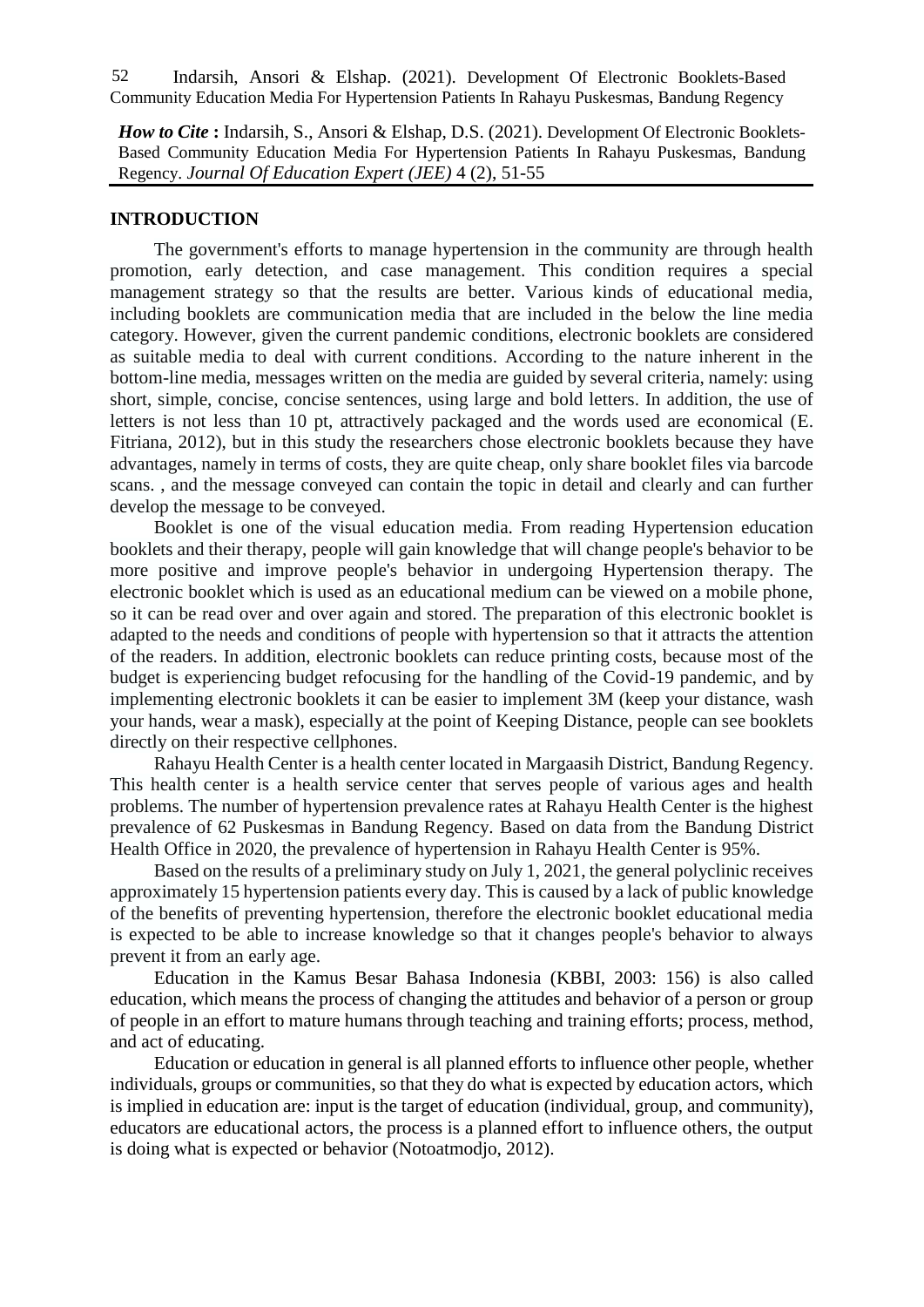*How to Cite* **:** Indarsih, S., Ansori & Elshap, D.S. (2021). Development Of Electronic Booklets-Based Community Education Media For Hypertension Patients In Rahayu Puskesmas, Bandung Regency. *Journal Of Education Expert (JEE)* 4 (2), 51-55

## INTRODUCTION

The government's efforts to manage hypertension in the community are through health promotion, early detection, and case management. This condition requires a special management strategy so that the results are better. Various kinds of educational media, including booklets are communication media that are included in the below the line media category. However, given the current pandemic conditions, electronic booklets are considered as suitable media to deal with current conditions. According to the nature inherent in the bottom-line media, messages written on the media are guided by several criteria, namely: using short, simple, concise, concise sentences, using large and bold letters. In addition, the use of letters is not less than 10 pt, attractively packaged and the words used are economical (E. Fitriana, 2012), but in this study the researchers chose electronic booklets because they have advantages, namely in terms of costs, they are quite cheap, only share booklet files via barcode scans. , and the message conveyed can contain the topic in detail and clearly and can further develop the message to be conveyed.

Booklet is one of the visual education media. From reading Hypertension education booklets and their therapy, people will gain knowledge that will change people's behavior to be more positive and improve people's behavior in undergoing Hypertension therapy. The electronic booklet which is used as an educational medium can be viewed on a mobile phone, so it can be read over and over again and stored. The preparation of this electronic booklet is adapted to the needs and conditions of people with hypertension so that it attracts the attention of the readers. In addition, electronic booklets can reduce printing costs, because most of the budget is experiencing budget refocusing for the handling of the Covid-19 pandemic, and by implementing electronic booklets it can be easier to implement 3M (keep your distance, wash your hands, wear a mask), especially at the point of Keeping Distance, people can see booklets directly on their respective cellphones.

Rahayu Health Center is a health center located in Margaasih District, Bandung Regency. This health center is a health service center that serves people of various ages and health problems. The number of hypertension prevalence rates at Rahayu Health Center is the highest prevalence of 62 Puskesmas in Bandung Regency. Based on data from the Bandung District Health Office in 2020, the prevalence of hypertension in Rahayu Health Center is 95%.

Based on the results of a preliminary study on July 1, 2021, the general polyclinic receives approximately 15 hypertension patients every day. This is caused by a lack of public knowledge of the benefits of preventing hypertension, therefore the electronic booklet educational media is expected to be able to increase knowledge so that it changes people's behavior to always prevent it from an early age.

Education in the Kamus Besar Bahasa Indonesia (KBBI, 2003: 156) is also called education, which means the process of changing the attitudes and behavior of a person or group of people in an effort to mature humans through teaching and training efforts; process, method, and act of educating.

Education or education in general is all planned efforts to influence other people, whether individuals, groups or communities, so that they do what is expected by education actors, which is implied in education are: input is the target of education (individual, group, and community), educators are educational actors, the process is a planned effort to influence others, the output is doing what is expected or behavior (Notoatmodjo, 2012).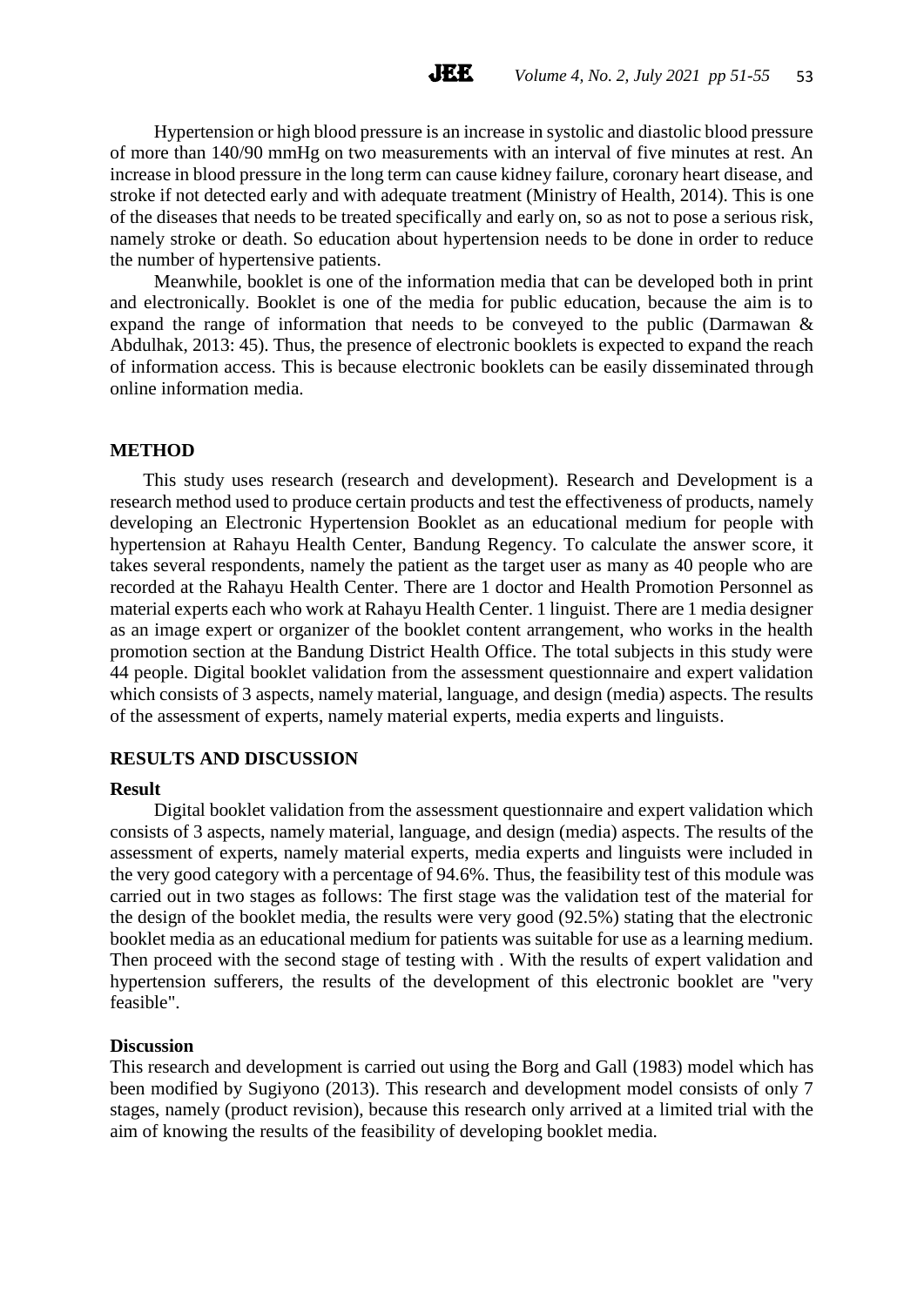Hypertension or high blood pressure is an increase in systolic and diastolic blood pressure of more than 140/90 mmHg on two measurements with an interval of five minutes at rest. An increase in blood pressure in the long term can cause kidney failure, coronary heart disease, and stroke if not detected early and with adequate treatment (Ministry of Health, 2014). This is one of the diseases that needs to be treated specifically and early on, so as not to pose a serious risk, namely stroke or death. So education about hypertension needs to be done in order to reduce the number of hypertensive patients.

Meanwhile, booklet is one of the information media that can be developed both in print and electronically. Booklet is one of the media for public education, because the aim is to expand the range of information that needs to be conveyed to the public (Darmawan & Abdulhak, 2013: 45). Thus, the presence of electronic booklets is expected to expand the reach of information access. This is because electronic booklets can be easily disseminated through online information media.

## METHOD

This study uses research (research and development). Research and Development is a research method used to produce certain products and test the effectiveness of products, namely developing an Electronic Hypertension Booklet as an educational medium for people with hypertension at Rahayu Health Center, Bandung Regency. To calculate the answer score, it takes several respondents, namely the patient as the target user as many as 40 people who are recorded at the Rahayu Health Center. There are 1 doctor and Health Promotion Personnel as material experts each who work at Rahayu Health Center. 1 linguist. There are 1 media designer as an image expert or organizer of the booklet content arrangement, who works in the health promotion section at the Bandung District Health Office. The total subjects in this study were 44 people. Digital booklet validation from the assessment questionnaire and expert validation which consists of 3 aspects, namely material, language, and design (media) aspects. The results of the assessment of experts, namely material experts, media experts and linguists.

## RESULTS AND DISCUSSION

### Result

Digital booklet validation from the assessment questionnaire and expert validation which consists of 3 aspects, namely material, language, and design (media) aspects. The results of the assessment of experts, namely material experts, media experts and linguists were included in the very good category with a percentage of 94.6%. Thus, the feasibility test of this module was carried out in two stages as follows: The first stage was the validation test of the material for the design of the booklet media, the results were very good (92.5%) stating that the electronic booklet media as an educational medium for patients was suitable for use as a learning medium. Then proceed with the second stage of testing with . With the results of expert validation and hypertension sufferers, the results of the development of this electronic booklet are "very feasible".

### Discussion

This research and development is carried out using the Borg and Gall (1983) model which has been modified by Sugiyono (2013). This research and development model consists of only 7 stages, namely (product revision), because this research only arrived at a limited trial with the aim of knowing the results of the feasibility of developing booklet media.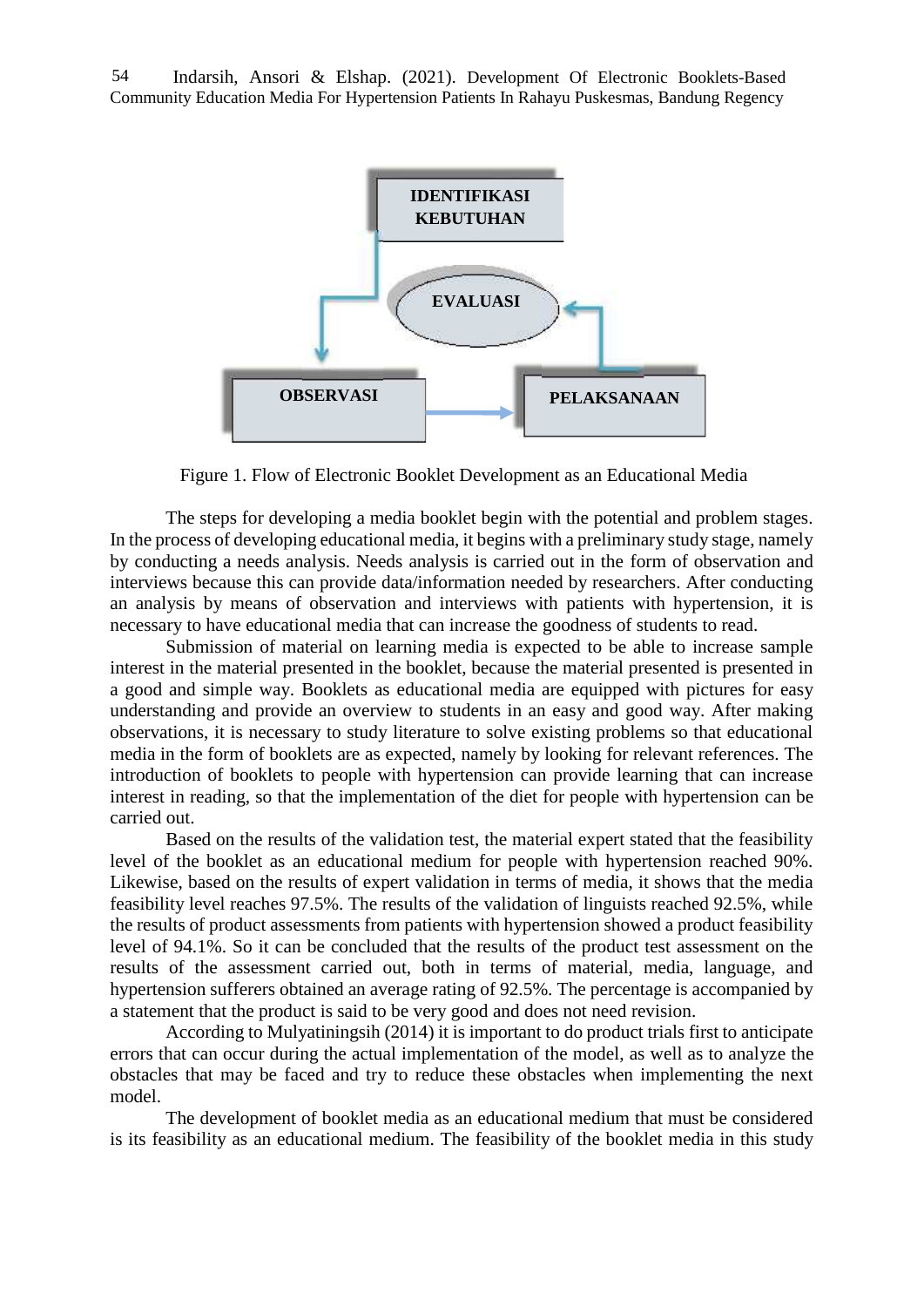IDENTIFIKASI KEBUTUHAN

EVALUASI

OBSERVASI

PELAKSANAAN

Figure 1. Flow of Electronic Booklet Development as an Educational Media

The steps for developing a media booklet begin with the potential and problem stages. In the process of developing educational media, it begins with a preliminary study stage, namely by conducting a needs analysis. Needs analysis is carried out in the form of observation and interviews because this can provide data/information needed by researchers. After conducting an analysis by means of observation and interviews with patients with hypertension, it is necessary to have educational media that can increase the goodness of students to read.

Submission of material on learning media is expected to be able to increase sample interest in the material presented in the booklet, because the material presented is presented in a good and simple way. Booklets as educational media are equipped with pictures for easy understanding and provide an overview to students in an easy and good way. After making observations, it is necessary to study literature to solve existing problems so that educational media in the form of booklets are as expected, namely by looking for relevant references. The introduction of booklets to people with hypertension can provide learning that can increase interest in reading, so that the implementation of the diet for people with hypertension can be carried out.

Based on the results of the validation test, the material expert stated that the feasibility level of the booklet as an educational medium for people with hypertension reached 90%. Likewise, based on the results of expert validation in terms of media, it shows that the media feasibility level reaches 97.5%. The results of the validation of linguists reached 92.5%, while the results of product assessments from patients with hypertension showed a product feasibility level of 94.1%. So it can be concluded that the results of the product test assessment on the results of the assessment carried out, both in terms of material, media, language, and hypertension sufferers obtained an average rating of 92.5%. The percentage is accompanied by a statement that the product is said to be very good and does not need revision.

According to Mulyatiningsih (2014) it is important to do product trials first to anticipate errors that can occur during the actual implementation of the model, as well as to analyze the obstacles that may be faced and try to reduce these obstacles when implementing the next model.

The development of booklet media as an educational medium that must be considered is its feasibility as an educational medium. The feasibility of the booklet media in this study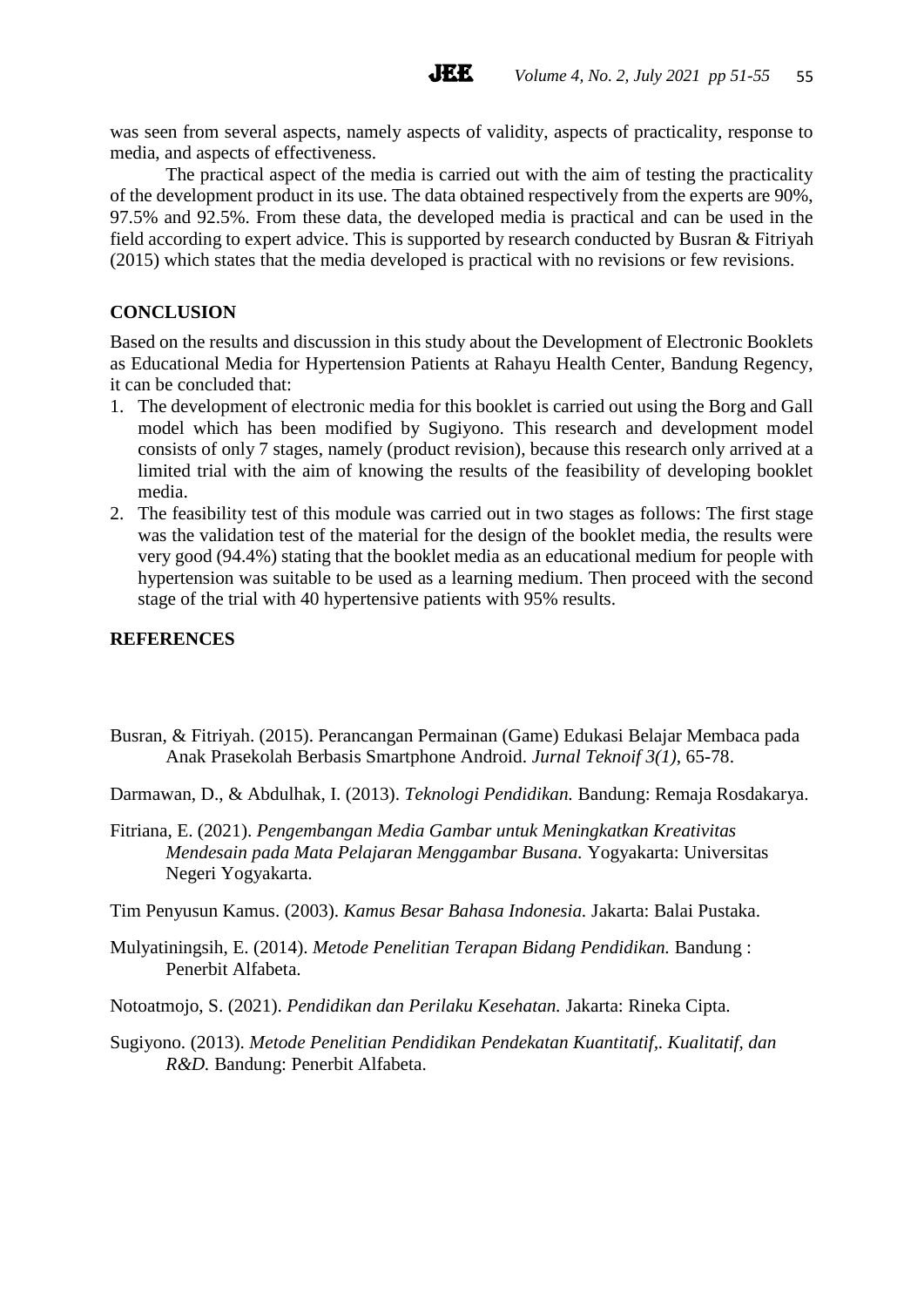was seen from several aspects, namely aspects of validity, aspects of practicality, response to media, and aspects of effectiveness.

The practical aspect of the media is carried out with the aim of testing the practicality of the development product in its use. The data obtained respectively from the experts are 90%, 97.5% and 92.5%. From these data, the developed media is practical and can be used in the field according to expert advice. This is supported by research conducted by Busran & Fitriyah (2015) which states that the media developed is practical with no revisions or few revisions.

## CONCLUSION

Based on the results and discussion in this study about the Development of Electronic Booklets as Educational Media for Hypertension Patients at Rahayu Health Center, Bandung Regency, it can be concluded that:

1. The development of electronic media for this booklet is carried out using the Borg and Gall model which has been modified by Sugiyono. This research and development model consists of only 7 stages, namely (product revision), because this research only arrived at a limited trial with the aim of knowing the results of the feasibility of developing booklet media.
2. The feasibility test of this module was carried out in two stages as follows: The first stage was the validation test of the material for the design of the booklet media, the results were very good (94.4%) stating that the booklet media as an educational medium for people with hypertension was suitable to be used as a learning medium. Then proceed with the second stage of the trial with 40 hypertensive patients with 95% results.

## REFERENCES

Busran, & Fitriyah. (2015). Perancangan Permainan (Game) Edukasi Belajar Membaca pada Anak Prasekolah Berbasis Smartphone Android. *Jurnal Teknoif 3(1)*, 65-78.

Darmawan, D., & Abdulhak, I. (2013). *Teknologi Pendidikan.* Bandung: Remaja Rosdakarya.

Fitriana, E. (2021). *Pengembangan Media Gambar untuk Meningkatkan Kreativitas Mendesain pada Mata Pelajaran Menggambar Busana.* Yogyakarta: Universitas Negeri Yogyakarta.

Tim Penyusun Kamus. (2003). *Kamus Besar Bahasa Indonesia.* Jakarta: Balai Pustaka.

Mulyatiningsih, E. (2014). *Metode Penelitian Terapan Bidang Pendidikan.* Bandung : Penerbit Alfabeta.

Notoatmojo, S. (2021). *Pendidikan dan Perilaku Kesehatan.* Jakarta: Rineka Cipta.

Sugiyono. (2013). *Metode Penelitian Pendidikan Pendekatan Kuantitatif,. Kualitatif, dan R&D.* Bandung: Penerbit Alfabeta.